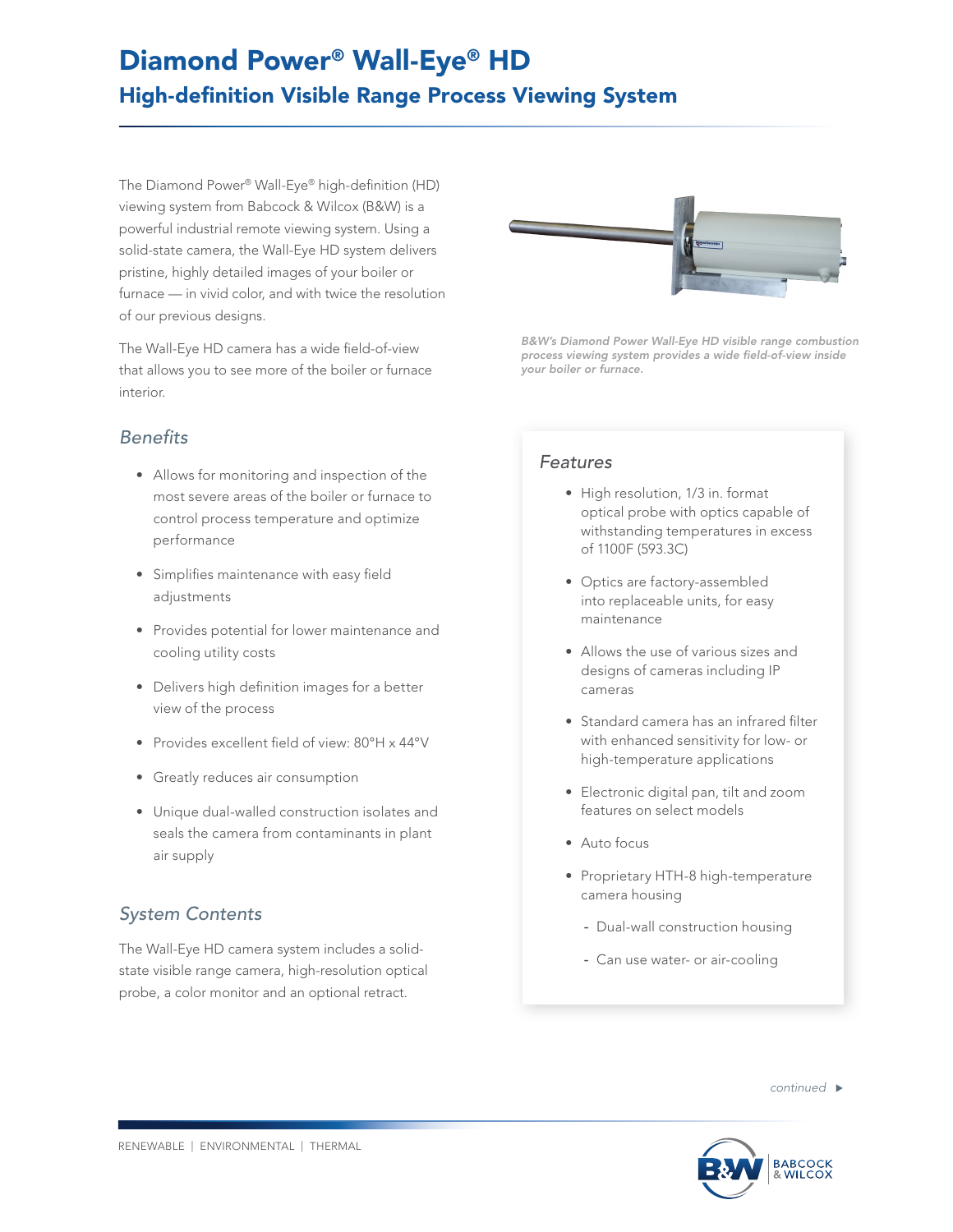# Diamond Power® Wall-Eye® HD

## High-definition Visible Range Process Viewing System

The Diamond Power® Wall-Eye® high-definition (HD) viewing system from Babcock & Wilcox (B&W) is a powerful industrial remote viewing system. Using a solid-state camera, the Wall-Eye HD system delivers pristine, highly detailed images of your boiler or furnace — in vivid color, and with twice the resolution of our previous designs.

The Wall-Eye HD camera has a wide field-of-view that allows you to see more of the boiler or furnace interior.

*B&W's Diamond Power Wall-Eye HD visible range combustion process viewing system provides a wide field-of-view inside your boiler or furnace.*

### *Benefits*

- Allows for monitoring and inspection of the most severe areas of the boiler or furnace to control process temperature and optimize performance
- Simplifies maintenance with easy field adjustments
- Provides potential for lower maintenance and cooling utility costs
- Delivers high definition images for a better view of the process
- Provides excellent field of view: 80°H x 44°V
- Greatly reduces air consumption
- Unique dual-walled construction isolates and seals the camera from contaminants in plant air supply

### *System Contents*

The Wall-Eye HD camera system includes a solid-state visible range camera, high-resolution optical probe, a color monitor and an optional retract.

### *Features*

- High resolution, 1/3 in. format optical probe with optics capable of withstanding temperatures in excess of 1100F (593.3C)
- Optics are factory-assembled into replaceable units, for easy maintenance
- Allows the use of various sizes and designs of cameras including IP cameras
- Standard camera has an infrared filter with enhanced sensitivity for low- or high-temperature applications
- Electronic digital pan, tilt and zoom features on select models
- Auto focus
- Proprietary HTH-8 high-temperature camera housing
  - Dual-wall construction housing
  - Can use water- or air-cooling

*continued* ▶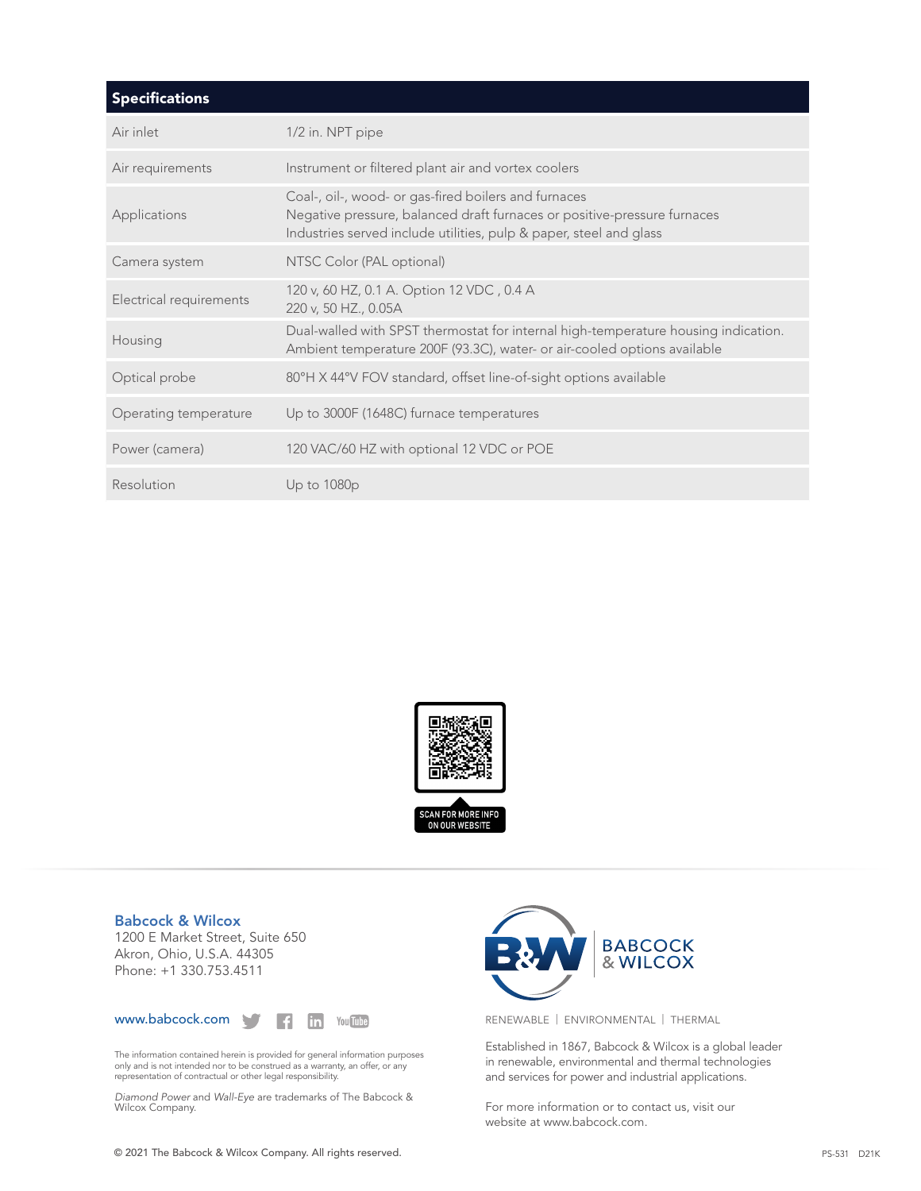| Specifications | |
|---|---|
| Air inlet | 1/2 in. NPT pipe |
| Air requirements | Instrument or filtered plant air and vortex coolers |
| Applications | Coal-, oil-, wood- or gas-fired boilers and furnaces<br>Negative pressure, balanced draft furnaces or positive-pressure furnaces<br>Industries served include utilities, pulp & paper, steel and glass |
| Camera system | NTSC Color (PAL optional) |
| Electrical requirements | 120 v, 60 HZ, 0.1 A. Option 12 VDC , 0.4 A<br>220 v, 50 HZ., 0.05A |
| Housing | Dual-walled with SPST thermostat for internal high-temperature housing indication.<br>Ambient temperature 200F (93.3C), water- or air-cooled options available |
| Optical probe | 80°H X 44°V FOV standard, offset line-of-sight options available |
| Operating temperature | Up to 3000F (1648C) furnace temperatures |
| Power (camera) | 120 VAC/60 HZ with optional 12 VDC or POE |
| Resolution | Up to 1080p |

SCAN FOR MORE INFO ON OUR WEBSITE

**Babcock & Wilcox**
1200 E Market Street, Suite 650
Akron, Ohio, U.S.A. 44305
Phone: +1 330.753.4511

www.babcock.com

The information contained herein is provided for general information purposes only and is not intended nor to be construed as a warranty, an offer, or any representation of contractual or other legal responsibility.

*Diamond Power* and *Wall-Eye* are trademarks of The Babcock & Wilcox Company.

BABCOCK & WILCOX

RENEWABLE | ENVIRONMENTAL | THERMAL

Established in 1867, Babcock & Wilcox is a global leader in renewable, environmental and thermal technologies and services for power and industrial applications.

For more information or to contact us, visit our website at www.babcock.com.

© 2021 The Babcock & Wilcox Company. All rights reserved.

PS-531 D21K